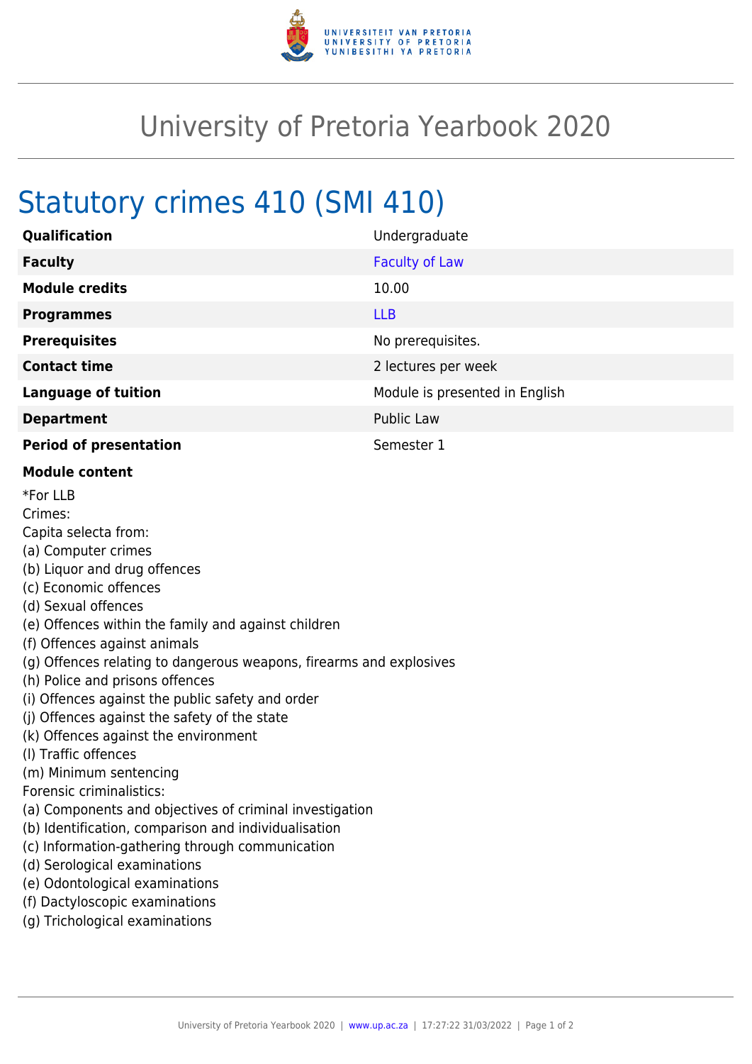# University of Pretoria Yearbook 2020

## Statutory crimes 410 (SMI 410)

| | |
|---|---|
| **Qualification** | Undergraduate |
| **Faculty** | Faculty of Law |
| **Module credits** | 10.00 |
| **Programmes** | LLB |
| **Prerequisites** | No prerequisites. |
| **Contact time** | 2 lectures per week |
| **Language of tuition** | Module is presented in English |
| **Department** | Public Law |
| **Period of presentation** | Semester 1 |

**Module content**

*For LLB
Crimes:
Capita selecta from:
(a) Computer crimes
(b) Liquor and drug offences
(c) Economic offences
(d) Sexual offences
(e) Offences within the family and against children
(f) Offences against animals
(g) Offences relating to dangerous weapons, firearms and explosives
(h) Police and prisons offences
(i) Offences against the public safety and order
(j) Offences against the safety of the state
(k) Offences against the environment
(l) Traffic offences
(m) Minimum sentencing
Forensic criminalistics:
(a) Components and objectives of criminal investigation
(b) Identification, comparison and individualisation
(c) Information-gathering through communication
(d) Serological examinations
(e) Odontological examinations
(f) Dactyloscopic examinations
(g) Trichological examinations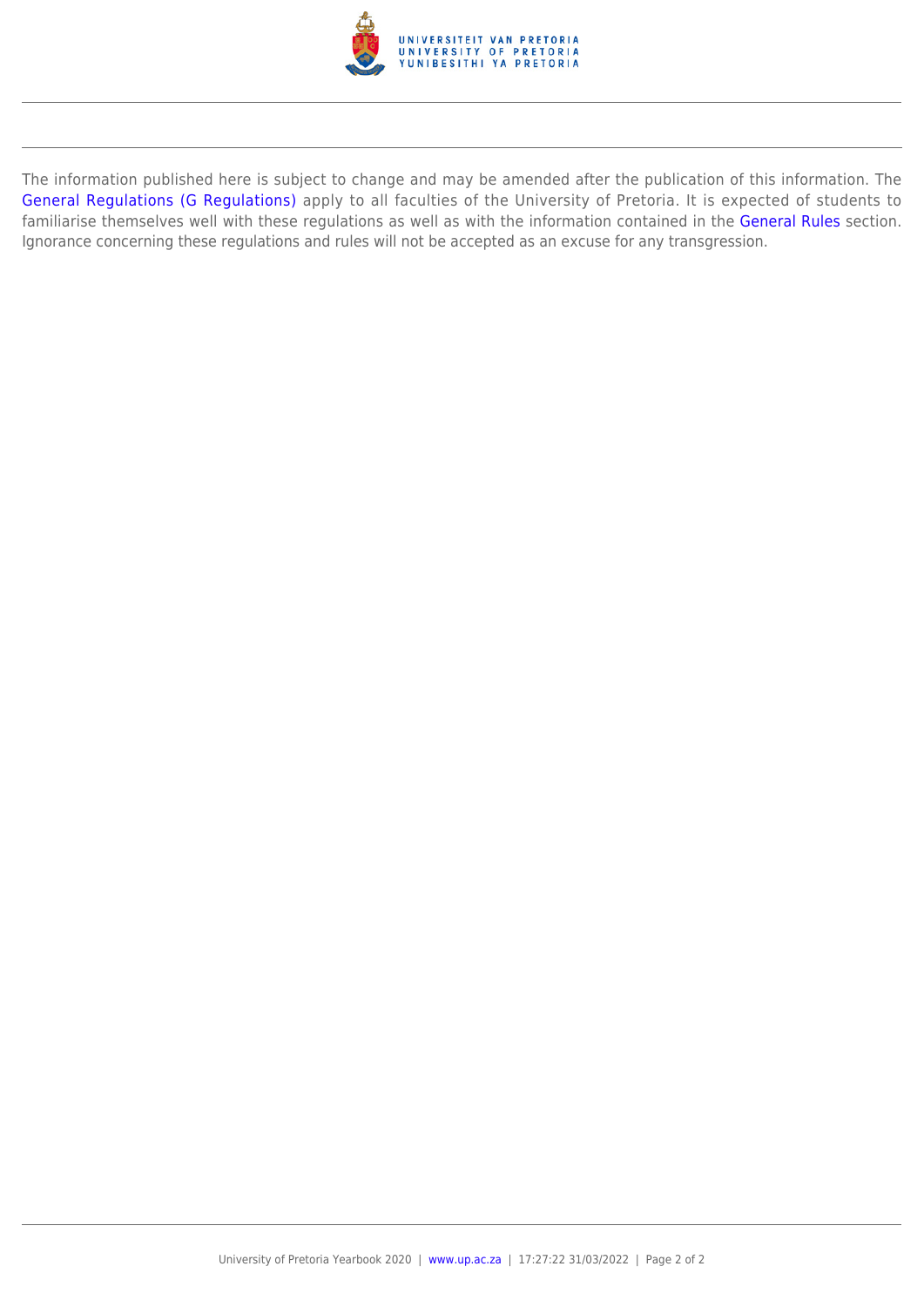The information published here is subject to change and may be amended after the publication of this information. The General Regulations (G Regulations) apply to all faculties of the University of Pretoria. It is expected of students to familiarise themselves well with these regulations as well as with the information contained in the General Rules section. Ignorance concerning these regulations and rules will not be accepted as an excuse for any transgression.